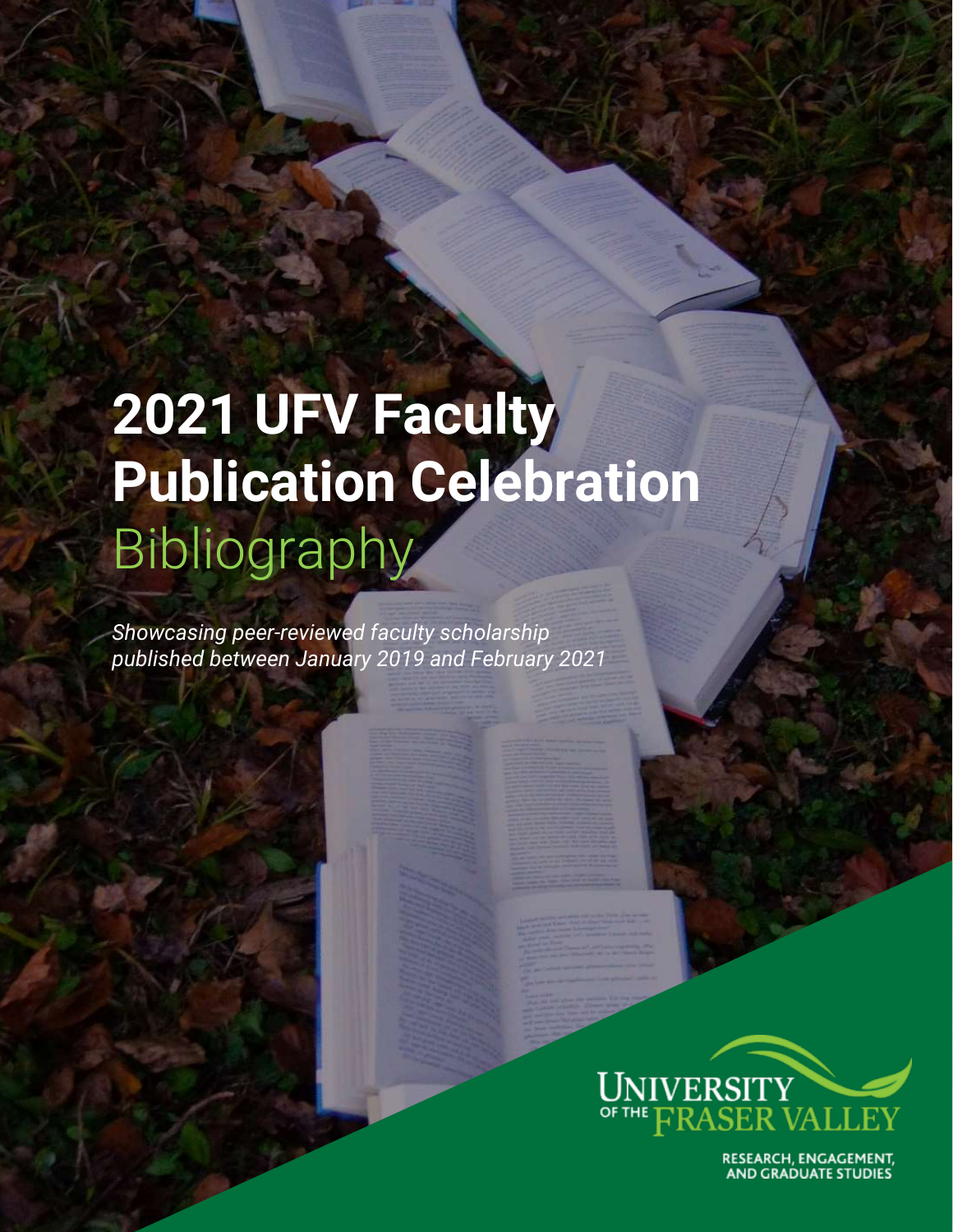# 2021 UFV Faculty Publication Celebration Bibliography

*Showcasing peer-reviewed faculty scholarship published between January 2019 and February 2021*

UNIVERSITY OF THE FRASER VALLEY

RESEARCH, ENGAGEMENT, AND GRADUATE STUDIES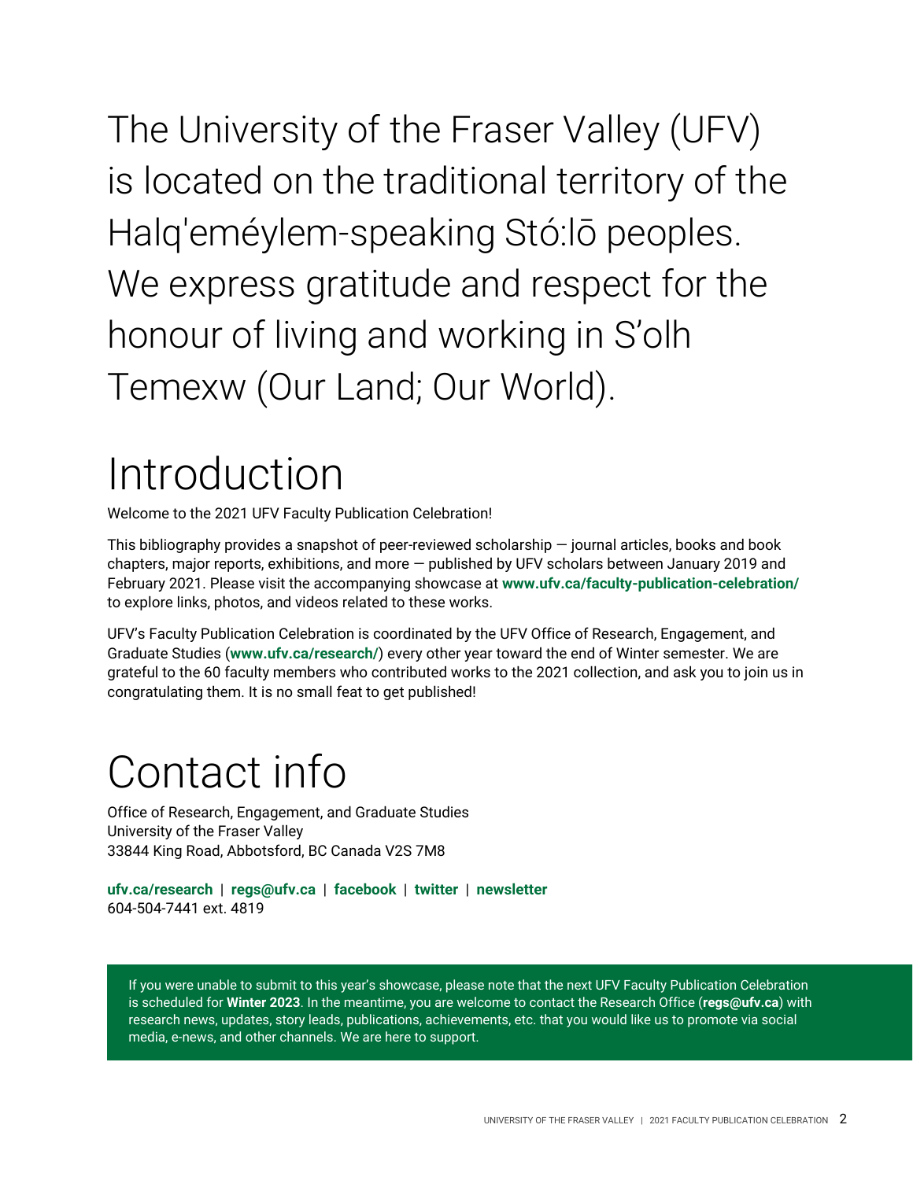The University of the Fraser Valley (UFV) is located on the traditional territory of the Halq'eméylem-speaking Stó:lō peoples. We express gratitude and respect for the honour of living and working in S'olh Temexw (Our Land; Our World).

# Introduction

Welcome to the 2021 UFV Faculty Publication Celebration!

This bibliography provides a snapshot of peer-reviewed scholarship — journal articles, books and book chapters, major reports, exhibitions, and more — published by UFV scholars between January 2019 and February 2021. Please visit the accompanying showcase at **www.ufv.ca/faculty-publication-celebration/** to explore links, photos, and videos related to these works.

UFV's Faculty Publication Celebration is coordinated by the UFV Office of Research, Engagement, and Graduate Studies (**www.ufv.ca/research/**) every other year toward the end of Winter semester. We are grateful to the 60 faculty members who contributed works to the 2021 collection, and ask you to join us in congratulating them. It is no small feat to get published!

# Contact info

Office of Research, Engagement, and Graduate Studies
University of the Fraser Valley
33844 King Road, Abbotsford, BC Canada V2S 7M8

**ufv.ca/research** | **regs@ufv.ca** | **facebook** | **twitter** | **newsletter**
604-504-7441 ext. 4819

If you were unable to submit to this year's showcase, please note that the next UFV Faculty Publication Celebration is scheduled for **Winter 2023**. In the meantime, you are welcome to contact the Research Office (**regs@ufv.ca**) with research news, updates, story leads, publications, achievements, etc. that you would like us to promote via social media, e-news, and other channels. We are here to support.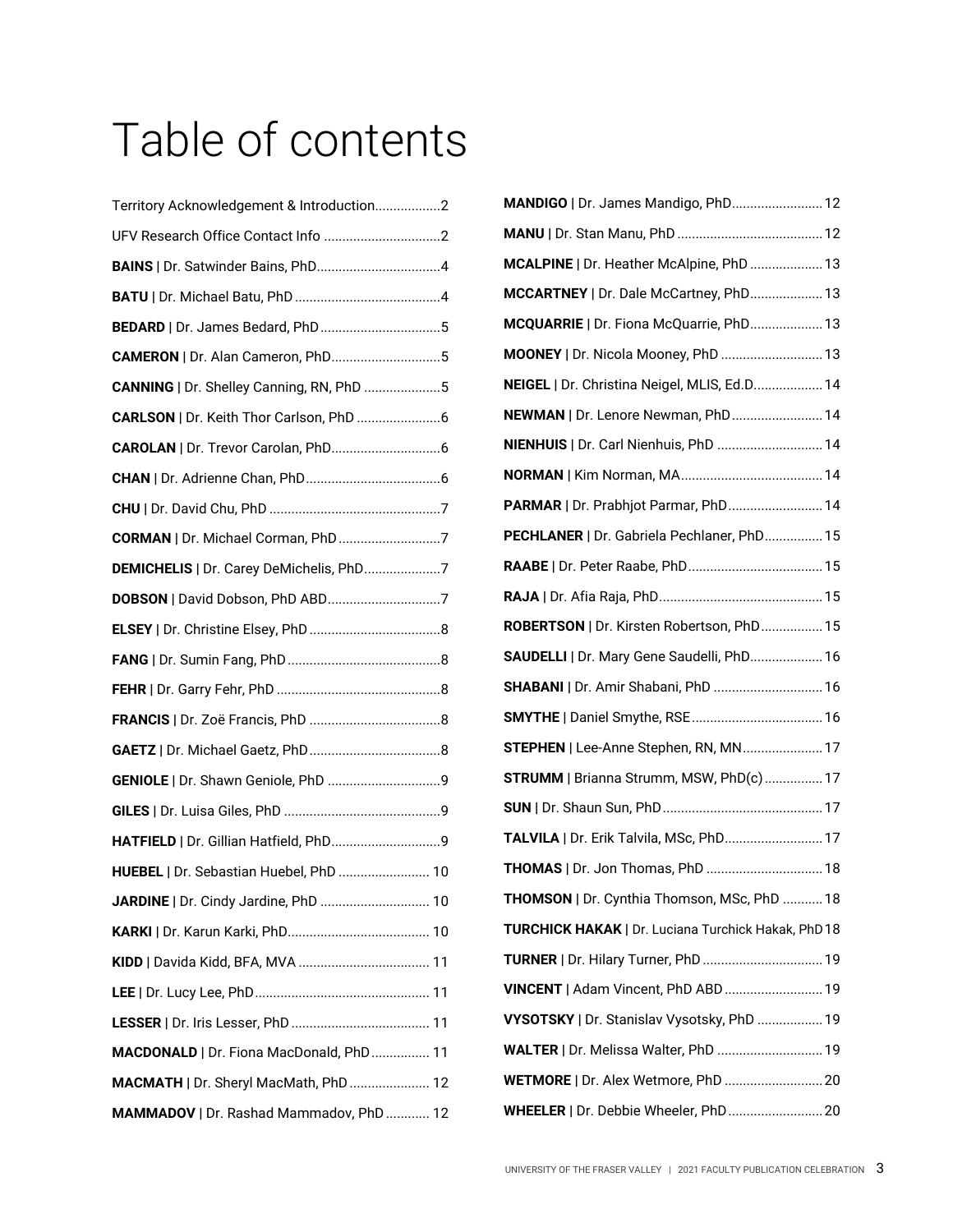# Table of contents

Territory Acknowledgement & Introduction..................2
UFV Research Office Contact Info ................................2
**BAINS** | Dr. Satwinder Bains, PhD..................................4
**BATU** | Dr. Michael Batu, PhD ........................................4
**BEDARD** | Dr. James Bedard, PhD .................................5
**CAMERON** | Dr. Alan Cameron, PhD..............................5
**CANNING** | Dr. Shelley Canning, RN, PhD .....................5
**CARLSON** | Dr. Keith Thor Carlson, PhD .......................6
**CAROLAN** | Dr. Trevor Carolan, PhD..............................6
**CHAN** | Dr. Adrienne Chan, PhD.....................................6
**CHU** | Dr. David Chu, PhD ...............................................7
**CORMAN** | Dr. Michael Corman, PhD ............................7
**DEMICHELIS** | Dr. Carey DeMichelis, PhD.....................7
**DOBSON** | David Dobson, PhD ABD...............................7
**ELSEY** | Dr. Christine Elsey, PhD ....................................8
**FANG** | Dr. Sumin Fang, PhD..........................................8
**FEHR** | Dr. Garry Fehr, PhD .............................................8
**FRANCIS** | Dr. Zoë Francis, PhD ....................................8
**GAETZ** | Dr. Michael Gaetz, PhD....................................8
**GENIOLE** | Dr. Shawn Geniole, PhD ...............................9
**GILES** | Dr. Luisa Giles, PhD ...........................................9
**HATFIELD** | Dr. Gillian Hatfield, PhD..............................9
**HUEBEL** | Dr. Sebastian Huebel, PhD ......................... 10
**JARDINE** | Dr. Cindy Jardine, PhD .............................. 10
**KARKI** | Dr. Karun Karki, PhD....................................... 10
**KIDD** | Davida Kidd, BFA, MVA .................................... 11
**LEE** | Dr. Lucy Lee, PhD................................................ 11
**LESSER** | Dr. Iris Lesser, PhD ...................................... 11
**MACDONALD** | Dr. Fiona MacDonald, PhD ................ 11
**MACMATH** | Dr. Sheryl MacMath, PhD ...................... 12
**MAMMADOV** | Dr. Rashad Mammadov, PhD ............ 12
**MANDIGO** | Dr. James Mandigo, PhD.........................12
**MANU** | Dr. Stan Manu, PhD ........................................12
**MCALPINE** | Dr. Heather McAlpine, PhD ....................13
**MCCARTNEY** | Dr. Dale McCartney, PhD....................13
**MCQUARRIE** | Dr. Fiona McQuarrie, PhD....................13
**MOONEY** | Dr. Nicola Mooney, PhD ............................13
**NEIGEL** | Dr. Christina Neigel, MLIS, Ed.D...................14
**NEWMAN** | Dr. Lenore Newman, PhD.........................14
**NIENHUIS** | Dr. Carl Nienhuis, PhD .............................14
**NORMAN** | Kim Norman, MA.......................................14
**PARMAR** | Dr. Prabhjot Parmar, PhD..........................14
**PECHLANER** | Dr. Gabriela Pechlaner, PhD................15
**RAABE** | Dr. Peter Raabe, PhD.....................................15
**RAJA** | Dr. Afia Raja, PhD.............................................15
**ROBERTSON** | Dr. Kirsten Robertson, PhD.................15
**SAUDELLI** | Dr. Mary Gene Saudelli, PhD....................16
**SHABANI** | Dr. Amir Shabani, PhD ..............................16
**SMYTHE** | Daniel Smythe, RSE....................................16
**STEPHEN** | Lee-Anne Stephen, RN, MN......................17
**STRUMM** | Brianna Strumm, MSW, PhD(c) ................17
**SUN** | Dr. Shaun Sun, PhD............................................17
**TALVILA** | Dr. Erik Talvila, MSc, PhD...........................17
**THOMAS** | Dr. Jon Thomas, PhD ................................18
**THOMSON** | Dr. Cynthia Thomson, MSc, PhD ...........18
**TURCHICK HAKAK** | Dr. Luciana Turchick Hakak, PhD 18
**TURNER** | Dr. Hilary Turner, PhD .................................19
**VINCENT** | Adam Vincent, PhD ABD ...........................19
**VYSOTSKY** | Dr. Stanislav Vysotsky, PhD ..................19
**WALTER** | Dr. Melissa Walter, PhD .............................19
**WETMORE** | Dr. Alex Wetmore, PhD ...........................20
**WHEELER** | Dr. Debbie Wheeler, PhD..........................20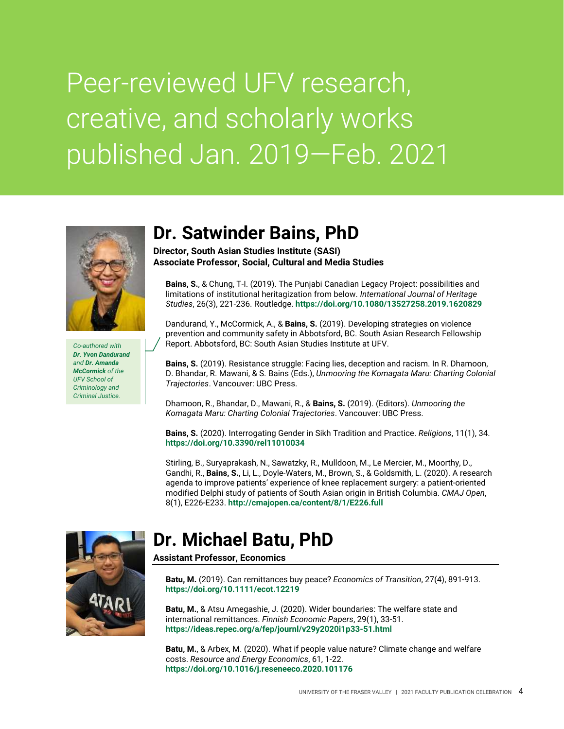# Peer-reviewed UFV research, creative, and scholarly works published Jan. 2019—Feb. 2021

## Dr. Satwinder Bains, PhD

**Director, South Asian Studies Institute (SASI)**
**Associate Professor, Social, Cultural and Media Studies**

**Bains, S.**, & Chung, T-I. (2019). The Punjabi Canadian Legacy Project: possibilities and limitations of institutional heritagization from below. *International Journal of Heritage Studies*, 26(3), 221-236. Routledge. **https://doi.org/10.1080/13527258.2019.1620829**

Dandurand, Y., McCormick, A., & **Bains, S.** (2019). Developing strategies on violence prevention and community safety in Abbotsford, BC. South Asian Research Fellowship Report. Abbotsford, BC: South Asian Studies Institute at UFV.

*Co-authored with **Dr. Yvon Dandurand** and **Dr. Amanda McCormick** of the UFV School of Criminology and Criminal Justice.*

**Bains, S.** (2019). Resistance struggle: Facing lies, deception and racism. In R. Dhamoon, D. Bhandar, R. Mawani, & S. Bains (Eds.), *Unmooring the Komagata Maru: Charting Colonial Trajectories*. Vancouver: UBC Press.

Dhamoon, R., Bhandar, D., Mawani, R., & **Bains, S.** (2019). (Editors). *Unmooring the Komagata Maru: Charting Colonial Trajectories*. Vancouver: UBC Press.

**Bains, S.** (2020). Interrogating Gender in Sikh Tradition and Practice. *Religions*, 11(1), 34. **https://doi.org/10.3390/rel11010034**

Stirling, B., Suryaprakash, N., Sawatzky, R., Mulldoon, M., Le Mercier, M., Moorthy, D., Gandhi, R., **Bains, S.**, Li, L., Doyle-Waters, M., Brown, S., & Goldsmith, L. (2020). A research agenda to improve patients' experience of knee replacement surgery: a patient-oriented modified Delphi study of patients of South Asian origin in British Columbia. *CMAJ Open*, 8(1), E226-E233. **http://cmajopen.ca/content/8/1/E226.full**

## Dr. Michael Batu, PhD

**Assistant Professor, Economics**

**Batu, M.** (2019). Can remittances buy peace? *Economics of Transition*, 27(4), 891-913. **https://doi.org/10.1111/ecot.12219**

**Batu, M.**, & Atsu Amegashie, J. (2020). Wider boundaries: The welfare state and international remittances. *Finnish Economic Papers*, 29(1), 33-51. **https://ideas.repec.org/a/fep/journl/v29y2020i1p33-51.html**

**Batu, M.**, & Arbex, M. (2020). What if people value nature? Climate change and welfare costs. *Resource and Energy Economics*, 61, 1-22. **https://doi.org/10.1016/j.reseneeco.2020.101176**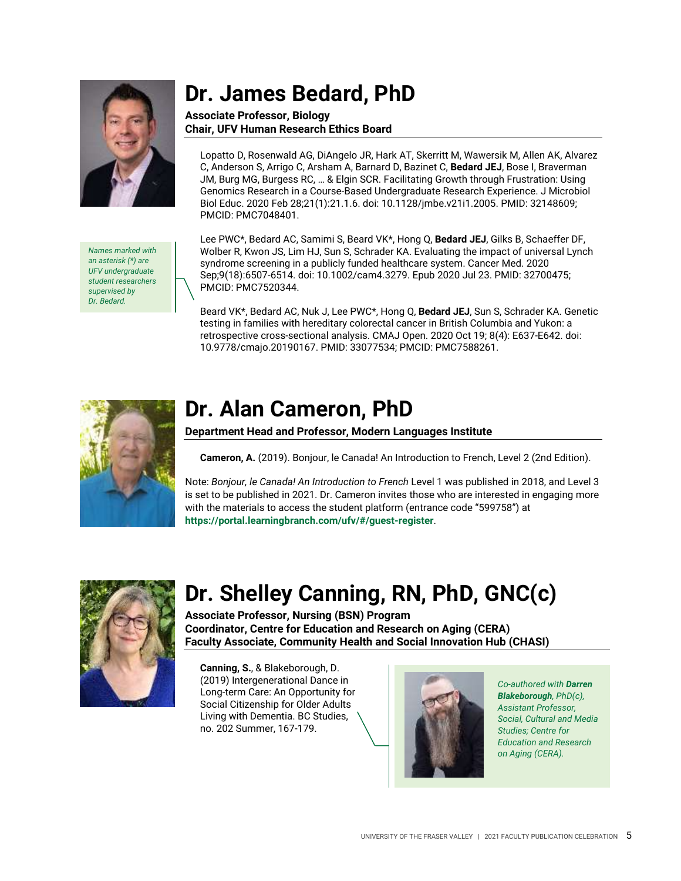# Dr. James Bedard, PhD

**Associate Professor, Biology**
**Chair, UFV Human Research Ethics Board**

Lopatto D, Rosenwald AG, DiAngelo JR, Hark AT, Skerritt M, Wawersik M, Allen AK, Alvarez C, Anderson S, Arrigo C, Arsham A, Barnard D, Bazinet C, **Bedard JEJ**, Bose I, Braverman JM, Burg MG, Burgess RC, … & Elgin SCR. Facilitating Growth through Frustration: Using Genomics Research in a Course-Based Undergraduate Research Experience. J Microbiol Biol Educ. 2020 Feb 28;21(1):21.1.6. doi: 10.1128/jmbe.v21i1.2005. PMID: 32148609; PMCID: PMC7048401.

*Names marked with an asterisk (*) are UFV undergraduate student researchers supervised by Dr. Bedard.*

Lee PWC*, Bedard AC, Samimi S, Beard VK*, Hong Q, **Bedard JEJ**, Gilks B, Schaeffer DF, Wolber R, Kwon JS, Lim HJ, Sun S, Schrader KA. Evaluating the impact of universal Lynch syndrome screening in a publicly funded healthcare system. Cancer Med. 2020 Sep;9(18):6507-6514. doi: 10.1002/cam4.3279. Epub 2020 Jul 23. PMID: 32700475; PMCID: PMC7520344.

Beard VK*, Bedard AC, Nuk J, Lee PWC*, Hong Q, **Bedard JEJ**, Sun S, Schrader KA. Genetic testing in families with hereditary colorectal cancer in British Columbia and Yukon: a retrospective cross-sectional analysis. CMAJ Open. 2020 Oct 19; 8(4): E637-E642. doi: 10.9778/cmajo.20190167. PMID: 33077534; PMCID: PMC7588261.

# Dr. Alan Cameron, PhD

**Department Head and Professor, Modern Languages Institute**

**Cameron, A.** (2019). Bonjour, le Canada! An Introduction to French, Level 2 (2nd Edition).

Note: *Bonjour, le Canada! An Introduction to French* Level 1 was published in 2018, and Level 3 is set to be published in 2021. Dr. Cameron invites those who are interested in engaging more with the materials to access the student platform (entrance code "599758") at **https://portal.learningbranch.com/ufv/#/guest-register**.

# Dr. Shelley Canning, RN, PhD, GNC(c)

**Associate Professor, Nursing (BSN) Program**
**Coordinator, Centre for Education and Research on Aging (CERA)**
**Faculty Associate, Community Health and Social Innovation Hub (CHASI)**

**Canning, S.**, & Blakeborough, D. (2019) Intergenerational Dance in Long-term Care: An Opportunity for Social Citizenship for Older Adults Living with Dementia. BC Studies, no. 202 Summer, 167-179.

*Co-authored with **Darren Blakeborough**, PhD(c), Assistant Professor, Social, Cultural and Media Studies; Centre for Education and Research on Aging (CERA).*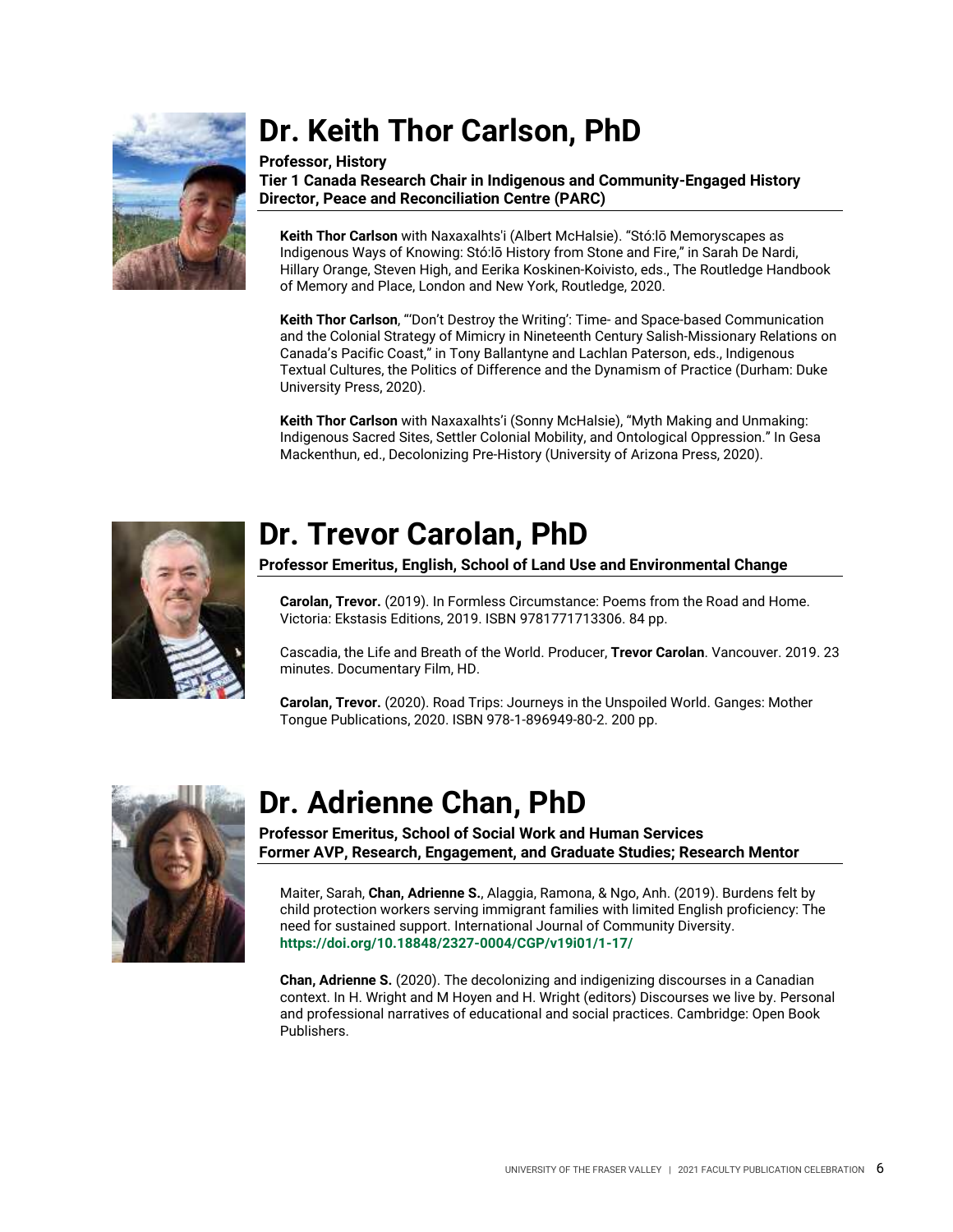# Dr. Keith Thor Carlson, PhD

**Professor, History**
**Tier 1 Canada Research Chair in Indigenous and Community-Engaged History**
**Director, Peace and Reconciliation Centre (PARC)**

**Keith Thor Carlson** with Naxaxalhts'i (Albert McHalsie). "Stó:lō Memoryscapes as Indigenous Ways of Knowing: Stó:lō History from Stone and Fire," in Sarah De Nardi, Hillary Orange, Steven High, and Eerika Koskinen-Koivisto, eds., The Routledge Handbook of Memory and Place, London and New York, Routledge, 2020.

**Keith Thor Carlson**, "'Don't Destroy the Writing': Time- and Space-based Communication and the Colonial Strategy of Mimicry in Nineteenth Century Salish-Missionary Relations on Canada's Pacific Coast," in Tony Ballantyne and Lachlan Paterson, eds., Indigenous Textual Cultures, the Politics of Difference and the Dynamism of Practice (Durham: Duke University Press, 2020).

**Keith Thor Carlson** with Naxaxalhts'i (Sonny McHalsie), "Myth Making and Unmaking: Indigenous Sacred Sites, Settler Colonial Mobility, and Ontological Oppression." In Gesa Mackenthun, ed., Decolonizing Pre-History (University of Arizona Press, 2020).

# Dr. Trevor Carolan, PhD

**Professor Emeritus, English, School of Land Use and Environmental Change**

**Carolan, Trevor.** (2019). In Formless Circumstance: Poems from the Road and Home. Victoria: Ekstasis Editions, 2019. ISBN 9781771713306. 84 pp.

Cascadia, the Life and Breath of the World. Producer, **Trevor Carolan**. Vancouver. 2019. 23 minutes. Documentary Film, HD.

**Carolan, Trevor.** (2020). Road Trips: Journeys in the Unspoiled World. Ganges: Mother Tongue Publications, 2020. ISBN 978-1-896949-80-2. 200 pp.

# Dr. Adrienne Chan, PhD

**Professor Emeritus, School of Social Work and Human Services**
**Former AVP, Research, Engagement, and Graduate Studies; Research Mentor**

Maiter, Sarah, **Chan, Adrienne S.**, Alaggia, Ramona, & Ngo, Anh. (2019). Burdens felt by child protection workers serving immigrant families with limited English proficiency: The need for sustained support. International Journal of Community Diversity. **https://doi.org/10.18848/2327-0004/CGP/v19i01/1-17/**

**Chan, Adrienne S.** (2020). The decolonizing and indigenizing discourses in a Canadian context. In H. Wright and M Hoyen and H. Wright (editors) Discourses we live by. Personal and professional narratives of educational and social practices. Cambridge: Open Book Publishers.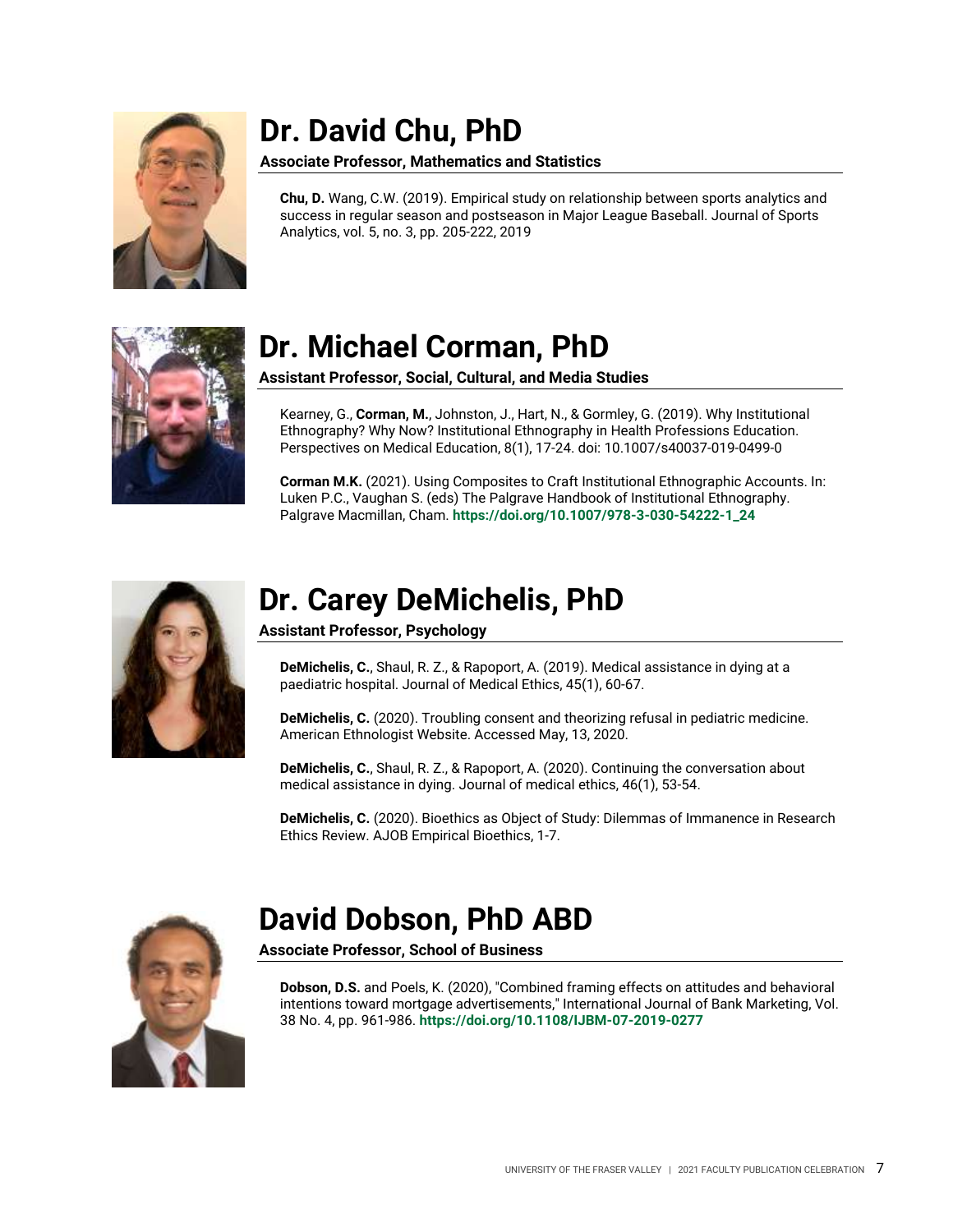## Dr. David Chu, PhD

**Associate Professor, Mathematics and Statistics**

**Chu, D.** Wang, C.W. (2019). Empirical study on relationship between sports analytics and success in regular season and postseason in Major League Baseball. Journal of Sports Analytics, vol. 5, no. 3, pp. 205-222, 2019

## Dr. Michael Corman, PhD

**Assistant Professor, Social, Cultural, and Media Studies**

Kearney, G., **Corman, M.**, Johnston, J., Hart, N., & Gormley, G. (2019). Why Institutional Ethnography? Why Now? Institutional Ethnography in Health Professions Education. Perspectives on Medical Education, 8(1), 17-24. doi: 10.1007/s40037-019-0499-0

**Corman M.K.** (2021). Using Composites to Craft Institutional Ethnographic Accounts. In: Luken P.C., Vaughan S. (eds) The Palgrave Handbook of Institutional Ethnography. Palgrave Macmillan, Cham. **https://doi.org/10.1007/978-3-030-54222-1_24**

## Dr. Carey DeMichelis, PhD

**Assistant Professor, Psychology**

**DeMichelis, C.**, Shaul, R. Z., & Rapoport, A. (2019). Medical assistance in dying at a paediatric hospital. Journal of Medical Ethics, 45(1), 60-67.

**DeMichelis, C.** (2020). Troubling consent and theorizing refusal in pediatric medicine. American Ethnologist Website. Accessed May, 13, 2020.

**DeMichelis, C.**, Shaul, R. Z., & Rapoport, A. (2020). Continuing the conversation about medical assistance in dying. Journal of medical ethics, 46(1), 53-54.

**DeMichelis, C.** (2020). Bioethics as Object of Study: Dilemmas of Immanence in Research Ethics Review. AJOB Empirical Bioethics, 1-7.

## David Dobson, PhD ABD

**Associate Professor, School of Business**

**Dobson, D.S.** and Poels, K. (2020), "Combined framing effects on attitudes and behavioral intentions toward mortgage advertisements," International Journal of Bank Marketing, Vol. 38 No. 4, pp. 961-986. **https://doi.org/10.1108/IJBM-07-2019-0277**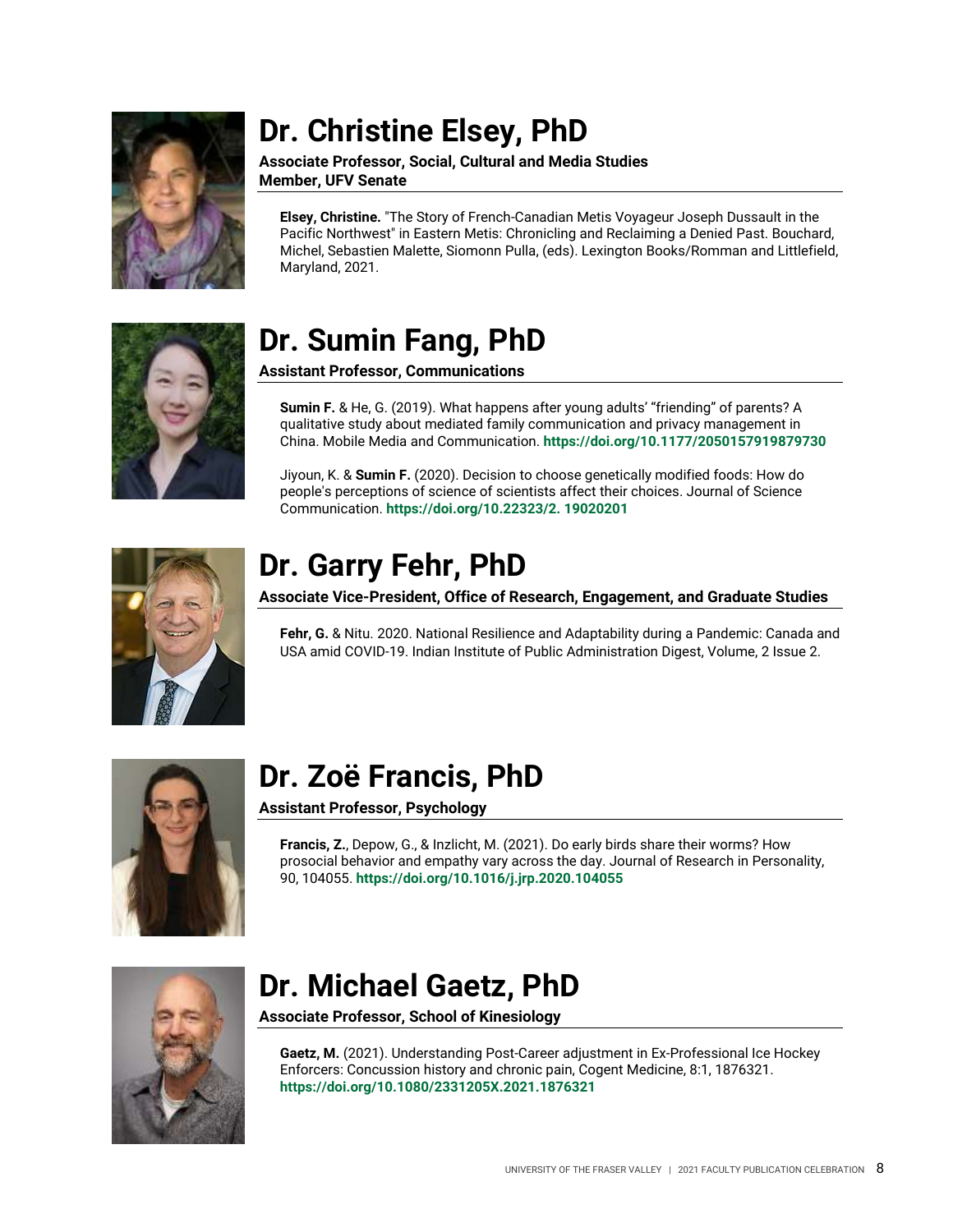# Dr. Christine Elsey, PhD

**Associate Professor, Social, Cultural and Media Studies**
**Member, UFV Senate**

**Elsey, Christine.** "The Story of French-Canadian Metis Voyageur Joseph Dussault in the Pacific Northwest" in Eastern Metis: Chronicling and Reclaiming a Denied Past. Bouchard, Michel, Sebastien Malette, Siomonn Pulla, (eds). Lexington Books/Romman and Littlefield, Maryland, 2021.

# Dr. Sumin Fang, PhD

**Assistant Professor, Communications**

**Sumin F.** & He, G. (2019). What happens after young adults' "friending" of parents? A qualitative study about mediated family communication and privacy management in China. Mobile Media and Communication. **https://doi.org/10.1177/2050157919879730**

Jiyoun, K. & **Sumin F.** (2020). Decision to choose genetically modified foods: How do people's perceptions of science of scientists affect their choices. Journal of Science Communication. **https://doi.org/10.22323/2. 19020201**

# Dr. Garry Fehr, PhD

**Associate Vice-President, Office of Research, Engagement, and Graduate Studies**

**Fehr, G.** & Nitu. 2020. National Resilience and Adaptability during a Pandemic: Canada and USA amid COVID-19. Indian Institute of Public Administration Digest, Volume, 2 Issue 2.

# Dr. Zoë Francis, PhD

**Assistant Professor, Psychology**

**Francis, Z.**, Depow, G., & Inzlicht, M. (2021). Do early birds share their worms? How prosocial behavior and empathy vary across the day. Journal of Research in Personality, 90, 104055. **https://doi.org/10.1016/j.jrp.2020.104055**

# Dr. Michael Gaetz, PhD

**Associate Professor, School of Kinesiology**

**Gaetz, M.** (2021). Understanding Post-Career adjustment in Ex-Professional Ice Hockey Enforcers: Concussion history and chronic pain, Cogent Medicine, 8:1, 1876321. **https://doi.org/10.1080/2331205X.2021.1876321**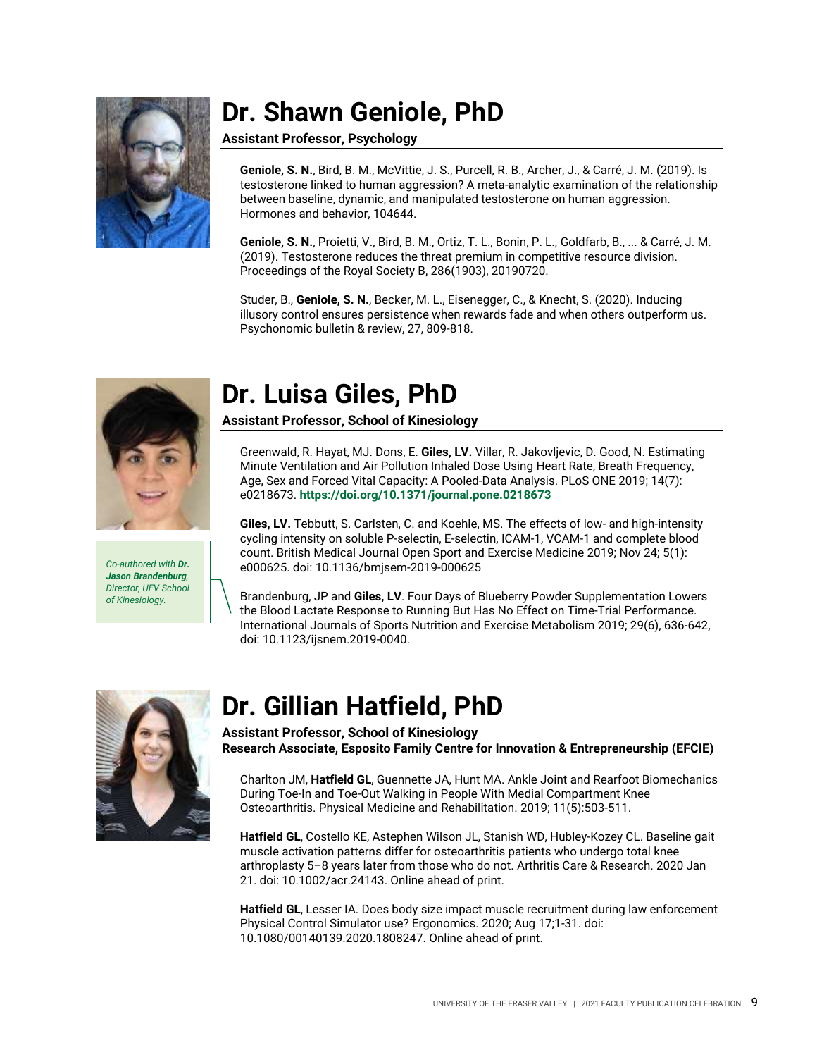# Dr. Shawn Geniole, PhD

**Assistant Professor, Psychology**

**Geniole, S. N.**, Bird, B. M., McVittie, J. S., Purcell, R. B., Archer, J., & Carré, J. M. (2019). Is testosterone linked to human aggression? A meta-analytic examination of the relationship between baseline, dynamic, and manipulated testosterone on human aggression. Hormones and behavior, 104644.

**Geniole, S. N.**, Proietti, V., Bird, B. M., Ortiz, T. L., Bonin, P. L., Goldfarb, B., ... & Carré, J. M. (2019). Testosterone reduces the threat premium in competitive resource division. Proceedings of the Royal Society B, 286(1903), 20190720.

Studer, B., **Geniole, S. N.**, Becker, M. L., Eisenegger, C., & Knecht, S. (2020). Inducing illusory control ensures persistence when rewards fade and when others outperform us. Psychonomic bulletin & review, 27, 809-818.

# Dr. Luisa Giles, PhD

**Assistant Professor, School of Kinesiology**

Greenwald, R. Hayat, MJ. Dons, E. **Giles, LV.** Villar, R. Jakovljevic, D. Good, N. Estimating Minute Ventilation and Air Pollution Inhaled Dose Using Heart Rate, Breath Frequency, Age, Sex and Forced Vital Capacity: A Pooled-Data Analysis. PLoS ONE 2019; 14(7): e0218673. **https://doi.org/10.1371/journal.pone.0218673**

**Giles, LV.** Tebbutt, S. Carlsten, C. and Koehle, MS. The effects of low- and high-intensity cycling intensity on soluble P-selectin, E-selectin, ICAM-1, VCAM-1 and complete blood count. British Medical Journal Open Sport and Exercise Medicine 2019; Nov 24; 5(1): e000625. doi: 10.1136/bmjsem-2019-000625

*Co-authored with **Dr. Jason Brandenburg**, Director, UFV School of Kinesiology.*

Brandenburg, JP and **Giles, LV**. Four Days of Blueberry Powder Supplementation Lowers the Blood Lactate Response to Running But Has No Effect on Time-Trial Performance. International Journals of Sports Nutrition and Exercise Metabolism 2019; 29(6), 636-642, doi: 10.1123/ijsnem.2019-0040.

# Dr. Gillian Hatfield, PhD

**Assistant Professor, School of Kinesiology**
**Research Associate, Esposito Family Centre for Innovation & Entrepreneurship (EFCIE)**

Charlton JM, **Hatfield GL**, Guennette JA, Hunt MA. Ankle Joint and Rearfoot Biomechanics During Toe-In and Toe-Out Walking in People With Medial Compartment Knee Osteoarthritis. Physical Medicine and Rehabilitation. 2019; 11(5):503-511.

**Hatfield GL**, Costello KE, Astephen Wilson JL, Stanish WD, Hubley-Kozey CL. Baseline gait muscle activation patterns differ for osteoarthritis patients who undergo total knee arthroplasty 5–8 years later from those who do not. Arthritis Care & Research. 2020 Jan 21. doi: 10.1002/acr.24143. Online ahead of print.

**Hatfield GL**, Lesser IA. Does body size impact muscle recruitment during law enforcement Physical Control Simulator use? Ergonomics. 2020; Aug 17;1-31. doi: 10.1080/00140139.2020.1808247. Online ahead of print.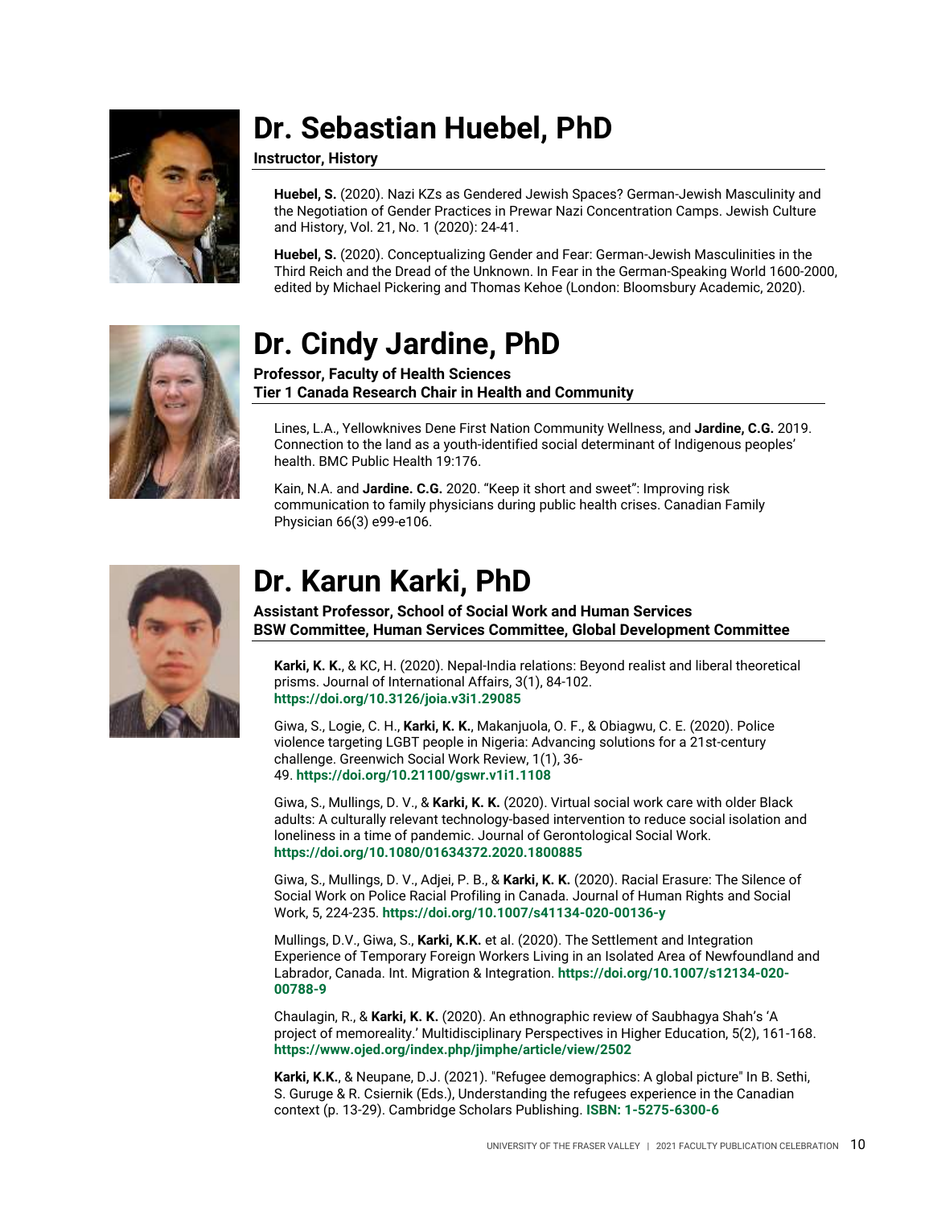# Dr. Sebastian Huebel, PhD

**Instructor, History**

**Huebel, S.** (2020). Nazi KZs as Gendered Jewish Spaces? German-Jewish Masculinity and the Negotiation of Gender Practices in Prewar Nazi Concentration Camps. Jewish Culture and History, Vol. 21, No. 1 (2020): 24-41.

**Huebel, S.** (2020). Conceptualizing Gender and Fear: German-Jewish Masculinities in the Third Reich and the Dread of the Unknown. In Fear in the German-Speaking World 1600-2000, edited by Michael Pickering and Thomas Kehoe (London: Bloomsbury Academic, 2020).

# Dr. Cindy Jardine, PhD

**Professor, Faculty of Health Sciences**
**Tier 1 Canada Research Chair in Health and Community**

Lines, L.A., Yellowknives Dene First Nation Community Wellness, and **Jardine, C.G.** 2019. Connection to the land as a youth-identified social determinant of Indigenous peoples' health. BMC Public Health 19:176.

Kain, N.A. and **Jardine. C.G.** 2020. "Keep it short and sweet": Improving risk communication to family physicians during public health crises. Canadian Family Physician 66(3) e99-e106.

# Dr. Karun Karki, PhD

**Assistant Professor, School of Social Work and Human Services**
**BSW Committee, Human Services Committee, Global Development Committee**

**Karki, K. K.**, & KC, H. (2020). Nepal-India relations: Beyond realist and liberal theoretical prisms. Journal of International Affairs, 3(1), 84-102. **https://doi.org/10.3126/joia.v3i1.29085**

Giwa, S., Logie, C. H., **Karki, K. K.**, Makanjuola, O. F., & Obiagwu, C. E. (2020). Police violence targeting LGBT people in Nigeria: Advancing solutions for a 21st-century challenge. Greenwich Social Work Review, 1(1), 36-49. **https://doi.org/10.21100/gswr.v1i1.1108**

Giwa, S., Mullings, D. V., & **Karki, K. K.** (2020). Virtual social work care with older Black adults: A culturally relevant technology-based intervention to reduce social isolation and loneliness in a time of pandemic. Journal of Gerontological Social Work. **https://doi.org/10.1080/01634372.2020.1800885**

Giwa, S., Mullings, D. V., Adjei, P. B., & **Karki, K. K.** (2020). Racial Erasure: The Silence of Social Work on Police Racial Profiling in Canada. Journal of Human Rights and Social Work, 5, 224-235. **https://doi.org/10.1007/s41134-020-00136-y**

Mullings, D.V., Giwa, S., **Karki, K.K.** et al. (2020). The Settlement and Integration Experience of Temporary Foreign Workers Living in an Isolated Area of Newfoundland and Labrador, Canada. Int. Migration & Integration. **https://doi.org/10.1007/s12134-020-00788-9**

Chaulagin, R., & **Karki, K. K.** (2020). An ethnographic review of Saubhagya Shah's 'A project of memoreality.' Multidisciplinary Perspectives in Higher Education, 5(2), 161-168. **https://www.ojed.org/index.php/jimphe/article/view/2502**

**Karki, K.K.**, & Neupane, D.J. (2021). "Refugee demographics: A global picture" In B. Sethi, S. Guruge & R. Csiernik (Eds.), Understanding the refugees experience in the Canadian context (p. 13-29). Cambridge Scholars Publishing. **ISBN: 1-5275-6300-6**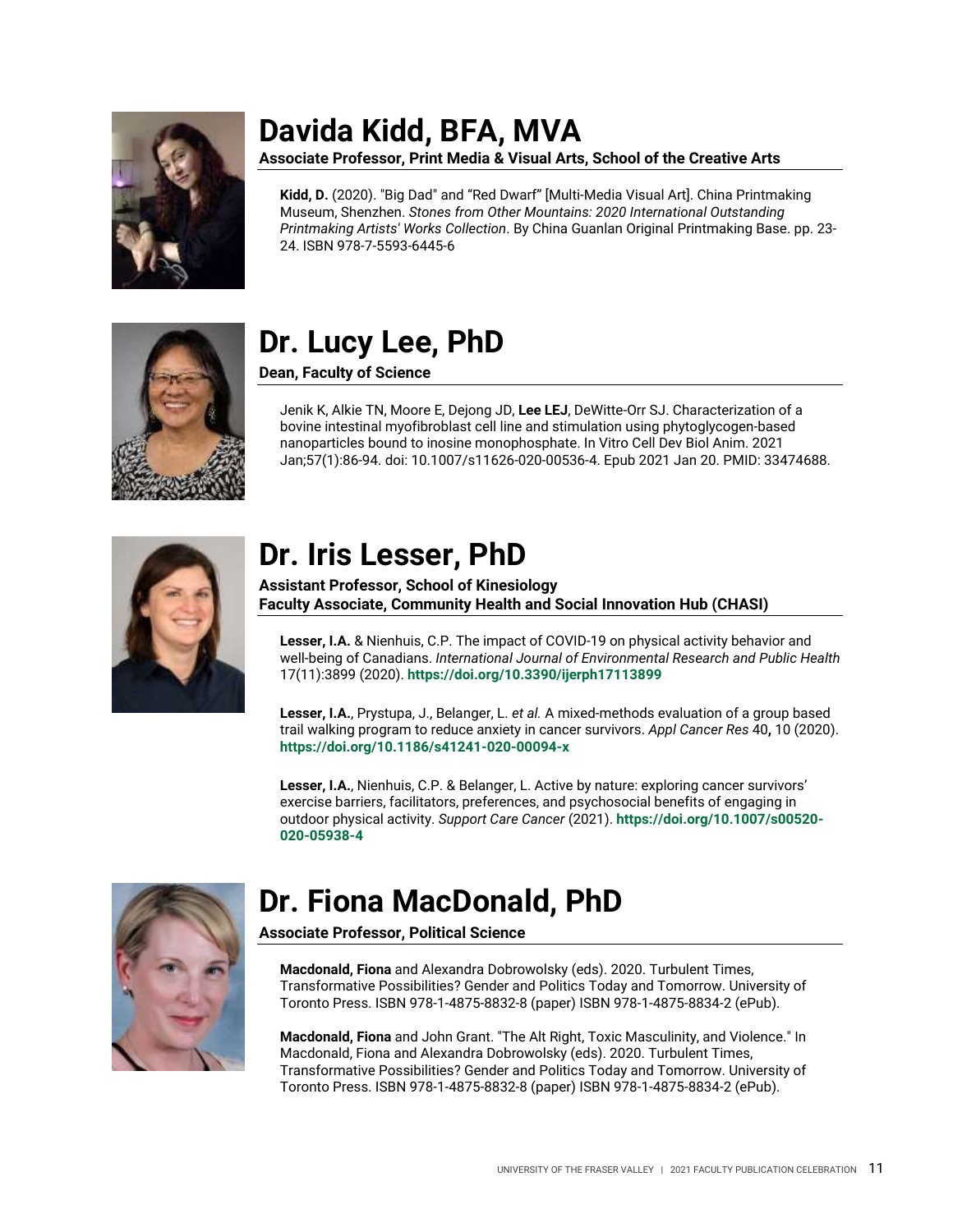# Davida Kidd, BFA, MVA

**Associate Professor, Print Media & Visual Arts, School of the Creative Arts**

**Kidd, D.** (2020). "Big Dad" and "Red Dwarf" [Multi-Media Visual Art]. China Printmaking Museum, Shenzhen. *Stones from Other Mountains: 2020 International Outstanding Printmaking Artists' Works Collection*. By China Guanlan Original Printmaking Base. pp. 23-24. ISBN 978-7-5593-6445-6

# Dr. Lucy Lee, PhD

**Dean, Faculty of Science**

Jenik K, Alkie TN, Moore E, Dejong JD, **Lee LEJ**, DeWitte-Orr SJ. Characterization of a bovine intestinal myofibroblast cell line and stimulation using phytoglycogen-based nanoparticles bound to inosine monophosphate. In Vitro Cell Dev Biol Anim. 2021 Jan;57(1):86-94. doi: 10.1007/s11626-020-00536-4. Epub 2021 Jan 20. PMID: 33474688.

# Dr. Iris Lesser, PhD

**Assistant Professor, School of Kinesiology**
**Faculty Associate, Community Health and Social Innovation Hub (CHASI)**

**Lesser, I.A.** & Nienhuis, C.P. The impact of COVID-19 on physical activity behavior and well-being of Canadians. *International Journal of Environmental Research and Public Health* 17(11):3899 (2020). **https://doi.org/10.3390/ijerph17113899**

**Lesser, I.A.**, Prystupa, J., Belanger, L. *et al.* A mixed-methods evaluation of a group based trail walking program to reduce anxiety in cancer survivors. *Appl Cancer Res* 40**,** 10 (2020). **https://doi.org/10.1186/s41241-020-00094-x**

**Lesser, I.A.**, Nienhuis, C.P. & Belanger, L. Active by nature: exploring cancer survivors' exercise barriers, facilitators, preferences, and psychosocial benefits of engaging in outdoor physical activity. *Support Care Cancer* (2021). **https://doi.org/10.1007/s00520-020-05938-4**

# Dr. Fiona MacDonald, PhD

**Associate Professor, Political Science**

**Macdonald, Fiona** and Alexandra Dobrowolsky (eds). 2020. Turbulent Times, Transformative Possibilities? Gender and Politics Today and Tomorrow. University of Toronto Press. ISBN 978-1-4875-8832-8 (paper) ISBN 978-1-4875-8834-2 (ePub).

**Macdonald, Fiona** and John Grant. "The Alt Right, Toxic Masculinity, and Violence." In Macdonald, Fiona and Alexandra Dobrowolsky (eds). 2020. Turbulent Times, Transformative Possibilities? Gender and Politics Today and Tomorrow. University of Toronto Press. ISBN 978-1-4875-8832-8 (paper) ISBN 978-1-4875-8834-2 (ePub).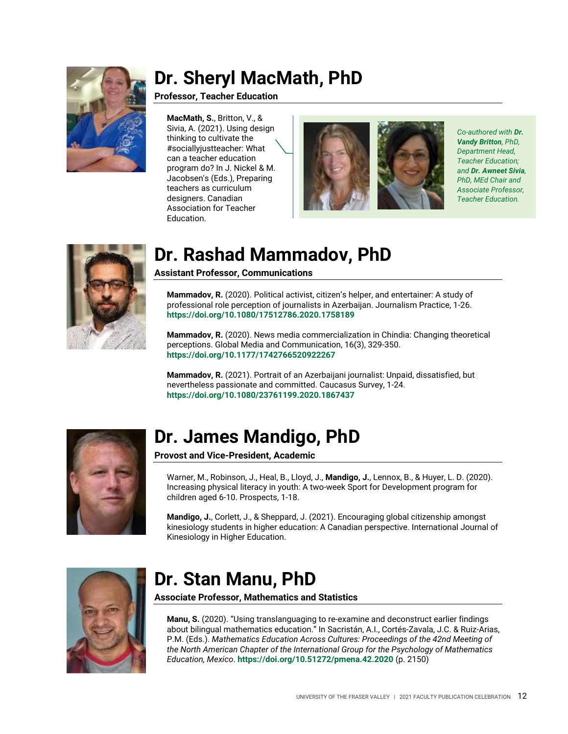# Dr. Sheryl MacMath, PhD

**Professor, Teacher Education**

**MacMath, S.**, Britton, V., & Sivia, A. (2021). Using design thinking to cultivate the #sociallyjustteacher: What can a teacher education program do? In J. Nickel & M. Jacobsen's (Eds.), Preparing teachers as curriculum designers. Canadian Association for Teacher Education.

*Co-authored with **Dr. Vandy Britton**, PhD, Department Head, Teacher Education; and **Dr. Awneet Sivia**, PhD, MEd Chair and Associate Professor, Teacher Education.*

# Dr. Rashad Mammadov, PhD

**Assistant Professor, Communications**

**Mammadov, R.** (2020). Political activist, citizen's helper, and entertainer: A study of professional role perception of journalists in Azerbaijan. Journalism Practice, 1-26. **https://doi.org/10.1080/17512786.2020.1758189**

**Mammadov, R.** (2020). News media commercialization in Chindia: Changing theoretical perceptions. Global Media and Communication, 16(3), 329-350. **https://doi.org/10.1177/1742766520922267**

**Mammadov, R.** (2021). Portrait of an Azerbaijani journalist: Unpaid, dissatisfied, but nevertheless passionate and committed. Caucasus Survey, 1-24. **https://doi.org/10.1080/23761199.2020.1867437**

# Dr. James Mandigo, PhD

**Provost and Vice-President, Academic**

Warner, M., Robinson, J., Heal, B., Lloyd, J., **Mandigo, J.**, Lennox, B., & Huyer, L. D. (2020). Increasing physical literacy in youth: A two-week Sport for Development program for children aged 6-10. Prospects, 1-18.

**Mandigo, J.**, Corlett, J., & Sheppard, J. (2021). Encouraging global citizenship amongst kinesiology students in higher education: A Canadian perspective. International Journal of Kinesiology in Higher Education.

# Dr. Stan Manu, PhD

**Associate Professor, Mathematics and Statistics**

**Manu, S.** (2020). "Using translanguaging to re-examine and deconstruct earlier findings about bilingual mathematics education." In Sacristán, A.I., Cortés-Zavala, J.C. & Ruiz-Arias, P.M. (Eds.). *Mathematics Education Across Cultures: Proceedings of the 42nd Meeting of the North American Chapter of the International Group for the Psychology of Mathematics Education, Mexico*. **https://doi.org/10.51272/pmena.42.2020** (p. 2150)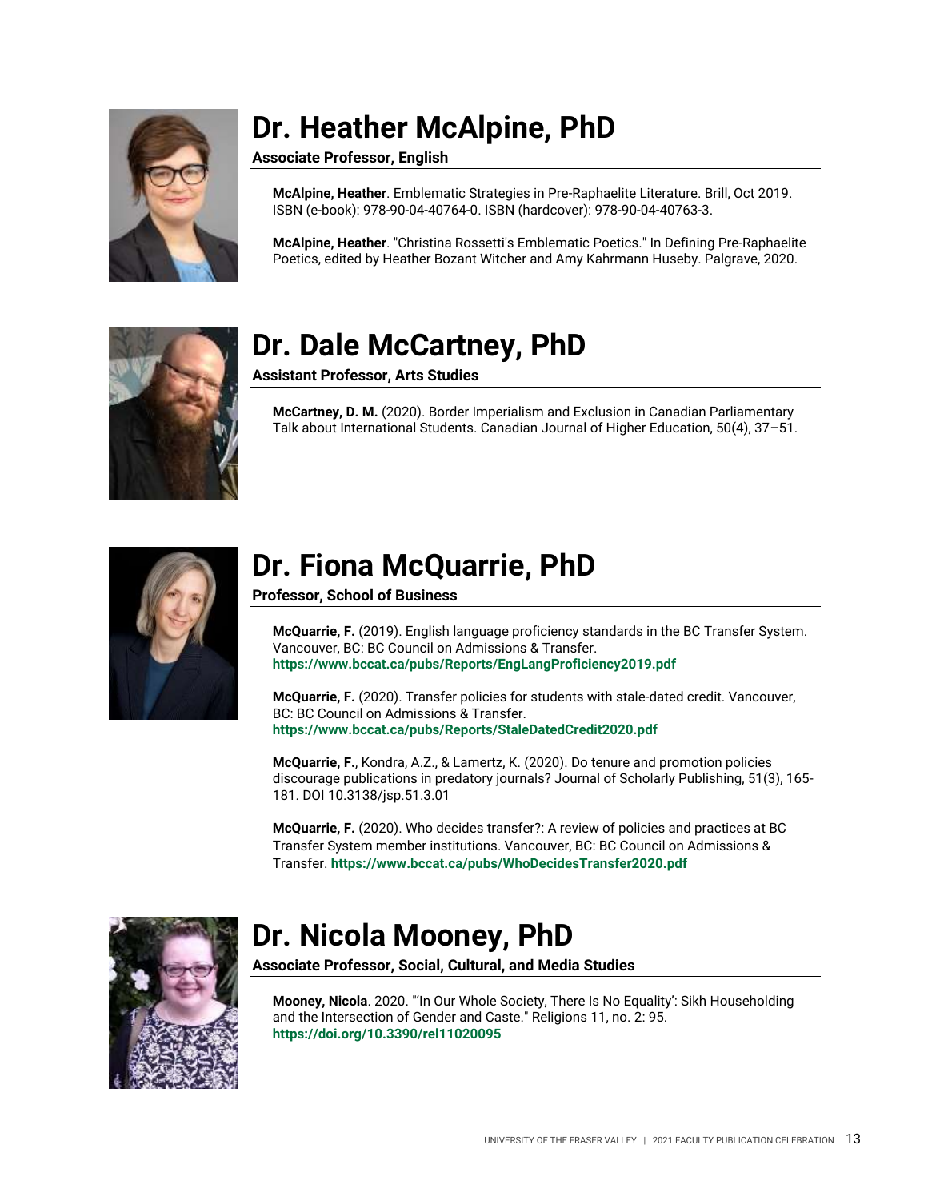# Dr. Heather McAlpine, PhD

**Associate Professor, English**

**McAlpine, Heather**. Emblematic Strategies in Pre-Raphaelite Literature. Brill, Oct 2019. ISBN (e-book): 978-90-04-40764-0. ISBN (hardcover): 978-90-04-40763-3.

**McAlpine, Heather**. "Christina Rossetti's Emblematic Poetics." In Defining Pre-Raphaelite Poetics, edited by Heather Bozant Witcher and Amy Kahrmann Huseby. Palgrave, 2020.

# Dr. Dale McCartney, PhD

**Assistant Professor, Arts Studies**

**McCartney, D. M.** (2020). Border Imperialism and Exclusion in Canadian Parliamentary Talk about International Students. Canadian Journal of Higher Education, 50(4), 37–51.

# Dr. Fiona McQuarrie, PhD

**Professor, School of Business**

**McQuarrie, F.** (2019). English language proficiency standards in the BC Transfer System. Vancouver, BC: BC Council on Admissions & Transfer. **https://www.bccat.ca/pubs/Reports/EngLangProficiency2019.pdf**

**McQuarrie, F.** (2020). Transfer policies for students with stale-dated credit. Vancouver, BC: BC Council on Admissions & Transfer. **https://www.bccat.ca/pubs/Reports/StaleDatedCredit2020.pdf**

**McQuarrie, F.**, Kondra, A.Z., & Lamertz, K. (2020). Do tenure and promotion policies discourage publications in predatory journals? Journal of Scholarly Publishing, 51(3), 165-181. DOI 10.3138/jsp.51.3.01

**McQuarrie, F.** (2020). Who decides transfer?: A review of policies and practices at BC Transfer System member institutions. Vancouver, BC: BC Council on Admissions & Transfer. **https://www.bccat.ca/pubs/WhoDecidesTransfer2020.pdf**

# Dr. Nicola Mooney, PhD

**Associate Professor, Social, Cultural, and Media Studies**

**Mooney, Nicola**. 2020. "'In Our Whole Society, There Is No Equality': Sikh Householding and the Intersection of Gender and Caste." Religions 11, no. 2: 95. **https://doi.org/10.3390/rel11020095**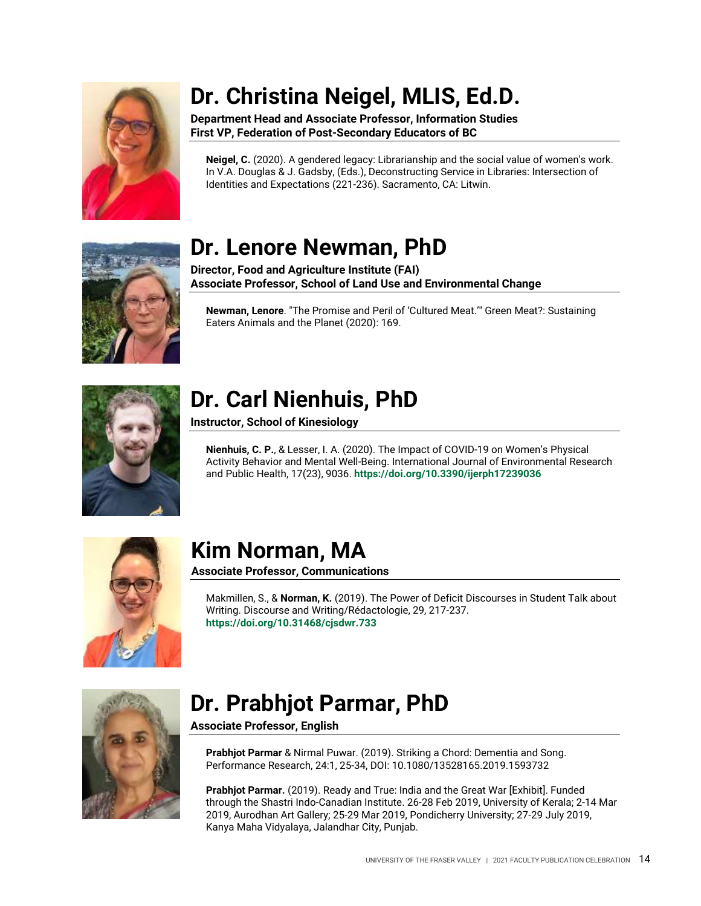## Dr. Christina Neigel, MLIS, Ed.D.

**Department Head and Associate Professor, Information Studies**
**First VP, Federation of Post-Secondary Educators of BC**

**Neigel, C.** (2020). A gendered legacy: Librarianship and the social value of women's work. In V.A. Douglas & J. Gadsby, (Eds.), Deconstructing Service in Libraries: Intersection of Identities and Expectations (221-236). Sacramento, CA: Litwin.

## Dr. Lenore Newman, PhD

**Director, Food and Agriculture Institute (FAI)**
**Associate Professor, School of Land Use and Environmental Change**

**Newman, Lenore**. "The Promise and Peril of 'Cultured Meat.'" Green Meat?: Sustaining Eaters Animals and the Planet (2020): 169.

## Dr. Carl Nienhuis, PhD

**Instructor, School of Kinesiology**

**Nienhuis, C. P.**, & Lesser, I. A. (2020). The Impact of COVID-19 on Women's Physical Activity Behavior and Mental Well-Being. International Journal of Environmental Research and Public Health, 17(23), 9036. **https://doi.org/10.3390/ijerph17239036**

## Kim Norman, MA

**Associate Professor, Communications**

Makmillen, S., & **Norman, K.** (2019). The Power of Deficit Discourses in Student Talk about Writing. Discourse and Writing/Rédactologie, 29, 217-237. **https://doi.org/10.31468/cjsdwr.733**

## Dr. Prabhjot Parmar, PhD

**Associate Professor, English**

**Prabhjot Parmar** & Nirmal Puwar. (2019). Striking a Chord: Dementia and Song. Performance Research, 24:1, 25-34, DOI: 10.1080/13528165.2019.1593732

**Prabhjot Parmar.** (2019). Ready and True: India and the Great War [Exhibit]. Funded through the Shastri Indo-Canadian Institute. 26-28 Feb 2019, University of Kerala; 2-14 Mar 2019, Aurodhan Art Gallery; 25-29 Mar 2019, Pondicherry University; 27-29 July 2019, Kanya Maha Vidyalaya, Jalandhar City, Punjab.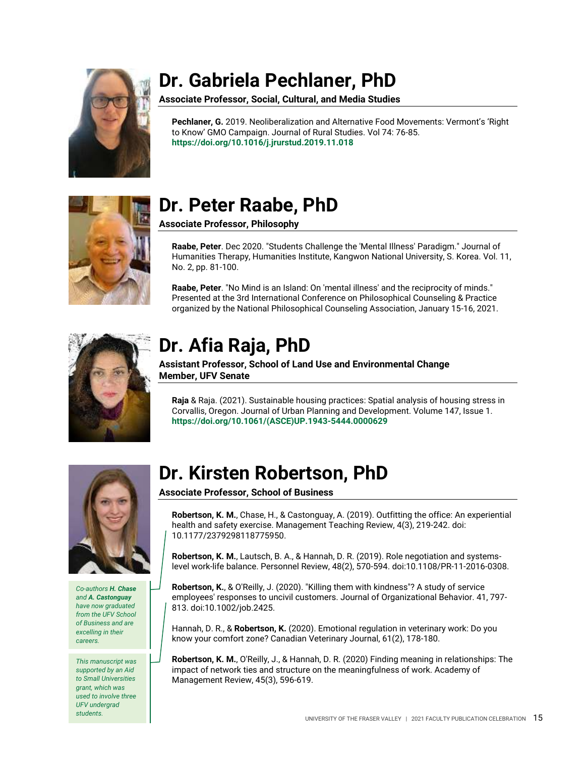# Dr. Gabriela Pechlaner, PhD

**Associate Professor, Social, Cultural, and Media Studies**

**Pechlaner, G.** 2019. Neoliberalization and Alternative Food Movements: Vermont's 'Right to Know' GMO Campaign. Journal of Rural Studies. Vol 74: 76-85. **https://doi.org/10.1016/j.jrurstud.2019.11.018**

# Dr. Peter Raabe, PhD

**Associate Professor, Philosophy**

**Raabe, Peter**. Dec 2020. "Students Challenge the 'Mental Illness' Paradigm." Journal of Humanities Therapy, Humanities Institute, Kangwon National University, S. Korea. Vol. 11, No. 2, pp. 81-100.

**Raabe, Peter**. "No Mind is an Island: On 'mental illness' and the reciprocity of minds." Presented at the 3rd International Conference on Philosophical Counseling & Practice organized by the National Philosophical Counseling Association, January 15-16, 2021.

# Dr. Afia Raja, PhD

**Assistant Professor, School of Land Use and Environmental Change**
**Member, UFV Senate**

**Raja** & Raja. (2021). Sustainable housing practices: Spatial analysis of housing stress in Corvallis, Oregon. Journal of Urban Planning and Development. Volume 147, Issue 1. **https://doi.org/10.1061/(ASCE)UP.1943-5444.0000629**

# Dr. Kirsten Robertson, PhD

**Associate Professor, School of Business**

**Robertson, K. M.**, Chase, H., & Castonguay, A. (2019). Outfitting the office: An experiential health and safety exercise. Management Teaching Review, 4(3), 219-242. doi: 10.1177/2379298118775950.

*Co-authors **H. Chase** and **A. Castonguay** have now graduated from the UFV School of Business and are excelling in their careers.*

**Robertson, K. M.**, Lautsch, B. A., & Hannah, D. R. (2019). Role negotiation and systems-level work-life balance. Personnel Review, 48(2), 570-594. doi:10.1108/PR-11-2016-0308.

**Robertson, K.**, & O'Reilly, J. (2020). "Killing them with kindness"? A study of service employees' responses to uncivil customers. Journal of Organizational Behavior. 41, 797-813. doi:10.1002/job.2425.

Hannah, D. R., & **Robertson, K.** (2020). Emotional regulation in veterinary work: Do you know your comfort zone? Canadian Veterinary Journal, 61(2), 178-180.

**Robertson, K. M.**, O'Reilly, J., & Hannah, D. R. (2020) Finding meaning in relationships: The impact of network ties and structure on the meaningfulness of work. Academy of Management Review, 45(3), 596-619.

*This manuscript was supported by an Aid to Small Universities grant, which was used to involve three UFV undergrad students.*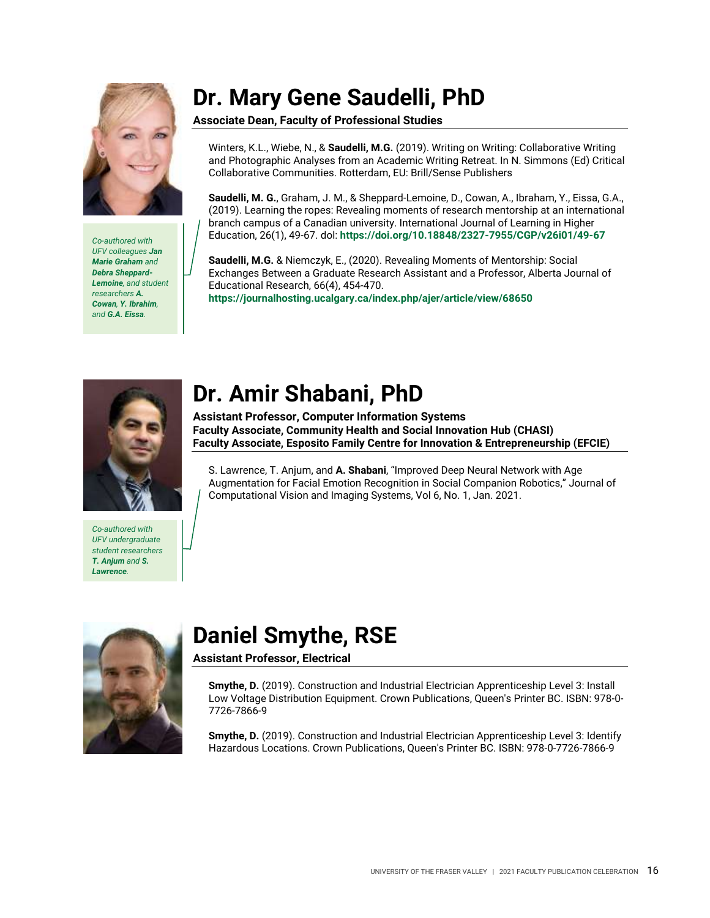# Dr. Mary Gene Saudelli, PhD

**Associate Dean, Faculty of Professional Studies**

Winters, K.L., Wiebe, N., & **Saudelli, M.G.** (2019). Writing on Writing: Collaborative Writing and Photographic Analyses from an Academic Writing Retreat. In N. Simmons (Ed) Critical Collaborative Communities. Rotterdam, EU: Brill/Sense Publishers

**Saudelli, M. G.**, Graham, J. M., & Sheppard-Lemoine, D., Cowan, A., Ibraham, Y., Eissa, G.A., (2019). Learning the ropes: Revealing moments of research mentorship at an international branch campus of a Canadian university. International Journal of Learning in Higher Education, 26(1), 49-67. doI: **https://doi.org/10.18848/2327-7955/CGP/v26i01/49-67**

*Co-authored with UFV colleagues **Jan Marie Graham** and **Debra Sheppard-Lemoine**, and student researchers **A. Cowan**, **Y. Ibrahim**, and **G.A. Eissa**.*

**Saudelli, M.G.** & Niemczyk, E., (2020). Revealing Moments of Mentorship: Social Exchanges Between a Graduate Research Assistant and a Professor, Alberta Journal of Educational Research, 66(4), 454-470.
**https://journalhosting.ucalgary.ca/index.php/ajer/article/view/68650**

# Dr. Amir Shabani, PhD

**Assistant Professor, Computer Information Systems**
**Faculty Associate, Community Health and Social Innovation Hub (CHASI)**
**Faculty Associate, Esposito Family Centre for Innovation & Entrepreneurship (EFCIE)**

S. Lawrence, T. Anjum, and **A. Shabani**, "Improved Deep Neural Network with Age Augmentation for Facial Emotion Recognition in Social Companion Robotics," Journal of Computational Vision and Imaging Systems, Vol 6, No. 1, Jan. 2021.

*Co-authored with UFV undergraduate student researchers **T. Anjum** and **S. Lawrence**.*

# Daniel Smythe, RSE

**Assistant Professor, Electrical**

**Smythe, D.** (2019). Construction and Industrial Electrician Apprenticeship Level 3: Install Low Voltage Distribution Equipment. Crown Publications, Queen's Printer BC. ISBN: 978-0-7726-7866-9

**Smythe, D.** (2019). Construction and Industrial Electrician Apprenticeship Level 3: Identify Hazardous Locations. Crown Publications, Queen's Printer BC. ISBN: 978-0-7726-7866-9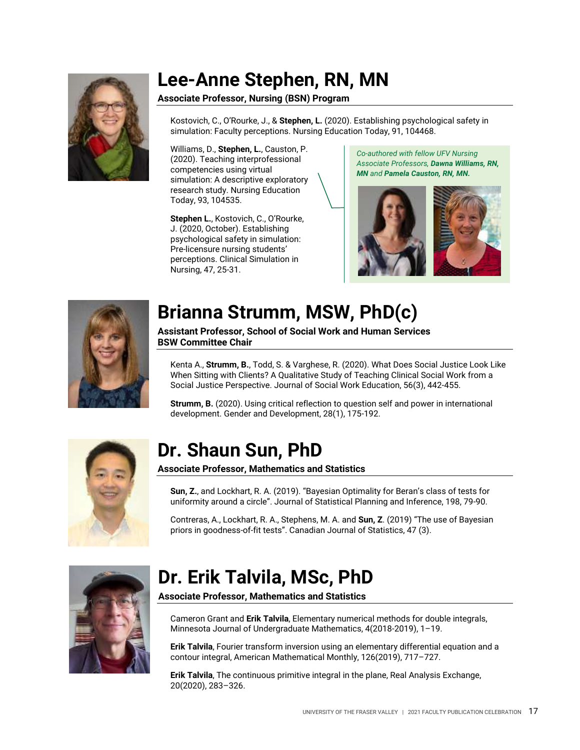# Lee-Anne Stephen, RN, MN

**Associate Professor, Nursing (BSN) Program**

Kostovich, C., O'Rourke, J., & **Stephen, L.** (2020). Establishing psychological safety in simulation: Faculty perceptions. Nursing Education Today, 91, 104468.

Williams, D., **Stephen, L.**, Causton, P. (2020). Teaching interprofessional competencies using virtual simulation: A descriptive exploratory research study. Nursing Education Today, 93, 104535.

**Stephen L.**, Kostovich, C., O'Rourke, J. (2020, October). Establishing psychological safety in simulation: Pre-licensure nursing students' perceptions. Clinical Simulation in Nursing, 47, 25-31.

*Co-authored with fellow UFV Nursing Associate Professors,* ***Dawna Williams, RN, MN*** *and* ***Pamela Causton, RN, MN.***

# Brianna Strumm, MSW, PhD(c)

**Assistant Professor, School of Social Work and Human Services**
**BSW Committee Chair**

Kenta A., **Strumm, B.**, Todd, S. & Varghese, R. (2020). What Does Social Justice Look Like When Sitting with Clients? A Qualitative Study of Teaching Clinical Social Work from a Social Justice Perspective. Journal of Social Work Education, 56(3), 442-455.

**Strumm, B.** (2020). Using critical reflection to question self and power in international development. Gender and Development, 28(1), 175-192.

# Dr. Shaun Sun, PhD

**Associate Professor, Mathematics and Statistics**

**Sun, Z.**, and Lockhart, R. A. (2019). "Bayesian Optimality for Beran's class of tests for uniformity around a circle". Journal of Statistical Planning and Inference, 198, 79-90.

Contreras, A., Lockhart, R. A., Stephens, M. A. and **Sun, Z**. (2019) "The use of Bayesian priors in goodness-of-fit tests". Canadian Journal of Statistics, 47 (3).

# Dr. Erik Talvila, MSc, PhD

**Associate Professor, Mathematics and Statistics**

Cameron Grant and **Erik Talvila**, Elementary numerical methods for double integrals, Minnesota Journal of Undergraduate Mathematics, 4(2018-2019), 1–19.

**Erik Talvila**, Fourier transform inversion using an elementary differential equation and a contour integral, American Mathematical Monthly, 126(2019), 717–727.

**Erik Talvila**, The continuous primitive integral in the plane, Real Analysis Exchange, 20(2020), 283–326.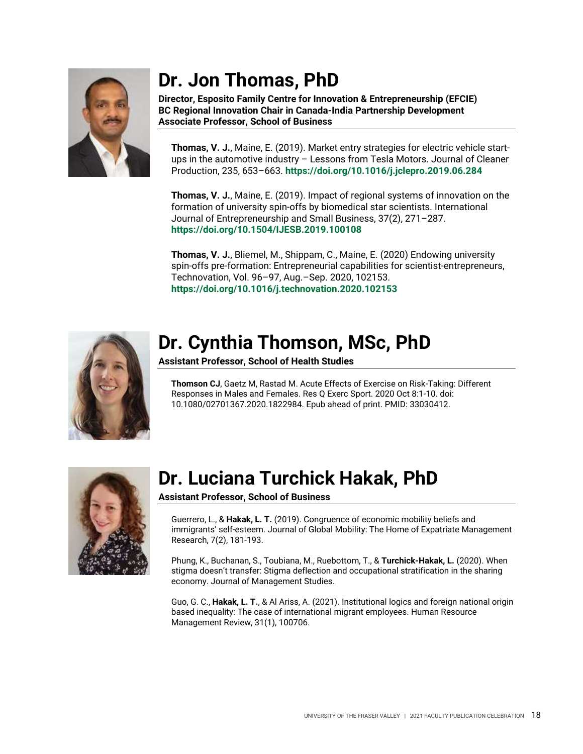# Dr. Jon Thomas, PhD

**Director, Esposito Family Centre for Innovation & Entrepreneurship (EFCIE)**
**BC Regional Innovation Chair in Canada-India Partnership Development**
**Associate Professor, School of Business**

**Thomas, V. J.**, Maine, E. (2019). Market entry strategies for electric vehicle start-ups in the automotive industry – Lessons from Tesla Motors. Journal of Cleaner Production, 235, 653–663. **https://doi.org/10.1016/j.jclepro.2019.06.284**

**Thomas, V. J.**, Maine, E. (2019). Impact of regional systems of innovation on the formation of university spin-offs by biomedical star scientists. International Journal of Entrepreneurship and Small Business, 37(2), 271–287. **https://doi.org/10.1504/IJESB.2019.100108**

**Thomas, V. J.**, Bliemel, M., Shippam, C., Maine, E. (2020) Endowing university spin-offs pre-formation: Entrepreneurial capabilities for scientist-entrepreneurs, Technovation, Vol. 96–97, Aug.–Sep. 2020, 102153. **https://doi.org/10.1016/j.technovation.2020.102153**

# Dr. Cynthia Thomson, MSc, PhD

**Assistant Professor, School of Health Studies**

**Thomson CJ**, Gaetz M, Rastad M. Acute Effects of Exercise on Risk-Taking: Different Responses in Males and Females. Res Q Exerc Sport. 2020 Oct 8:1-10. doi: 10.1080/02701367.2020.1822984. Epub ahead of print. PMID: 33030412.

# Dr. Luciana Turchick Hakak, PhD

**Assistant Professor, School of Business**

Guerrero, L., & **Hakak, L. T.** (2019). Congruence of economic mobility beliefs and immigrants' self-esteem. Journal of Global Mobility: The Home of Expatriate Management Research, 7(2), 181-193.

Phung, K., Buchanan, S., Toubiana, M., Ruebottom, T., & **Turchick-Hakak, L.** (2020). When stigma doesn't transfer: Stigma deflection and occupational stratification in the sharing economy. Journal of Management Studies.

Guo, G. C., **Hakak, L. T.**, & Al Ariss, A. (2021). Institutional logics and foreign national origin based inequality: The case of international migrant employees. Human Resource Management Review, 31(1), 100706.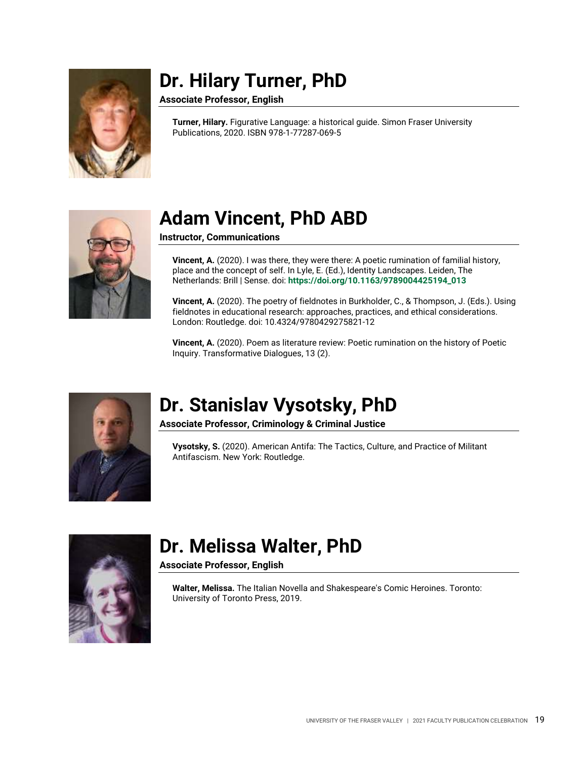# Dr. Hilary Turner, PhD

**Associate Professor, English**

**Turner, Hilary.** Figurative Language: a historical guide. Simon Fraser University Publications, 2020. ISBN 978-1-77287-069-5

# Adam Vincent, PhD ABD

**Instructor, Communications**

**Vincent, A.** (2020). I was there, they were there: A poetic rumination of familial history, place and the concept of self. In Lyle, E. (Ed.), Identity Landscapes. Leiden, The Netherlands: Brill | Sense. doi: **https://doi.org/10.1163/9789004425194_013**

**Vincent, A.** (2020). The poetry of fieldnotes in Burkholder, C., & Thompson, J. (Eds.). Using fieldnotes in educational research: approaches, practices, and ethical considerations. London: Routledge. doi: 10.4324/9780429275821-12

**Vincent, A.** (2020). Poem as literature review: Poetic rumination on the history of Poetic Inquiry. Transformative Dialogues, 13 (2).

# Dr. Stanislav Vysotsky, PhD

**Associate Professor, Criminology & Criminal Justice**

**Vysotsky, S.** (2020). American Antifa: The Tactics, Culture, and Practice of Militant Antifascism. New York: Routledge.

# Dr. Melissa Walter, PhD

**Associate Professor, English**

**Walter, Melissa.** The Italian Novella and Shakespeare's Comic Heroines. Toronto: University of Toronto Press, 2019.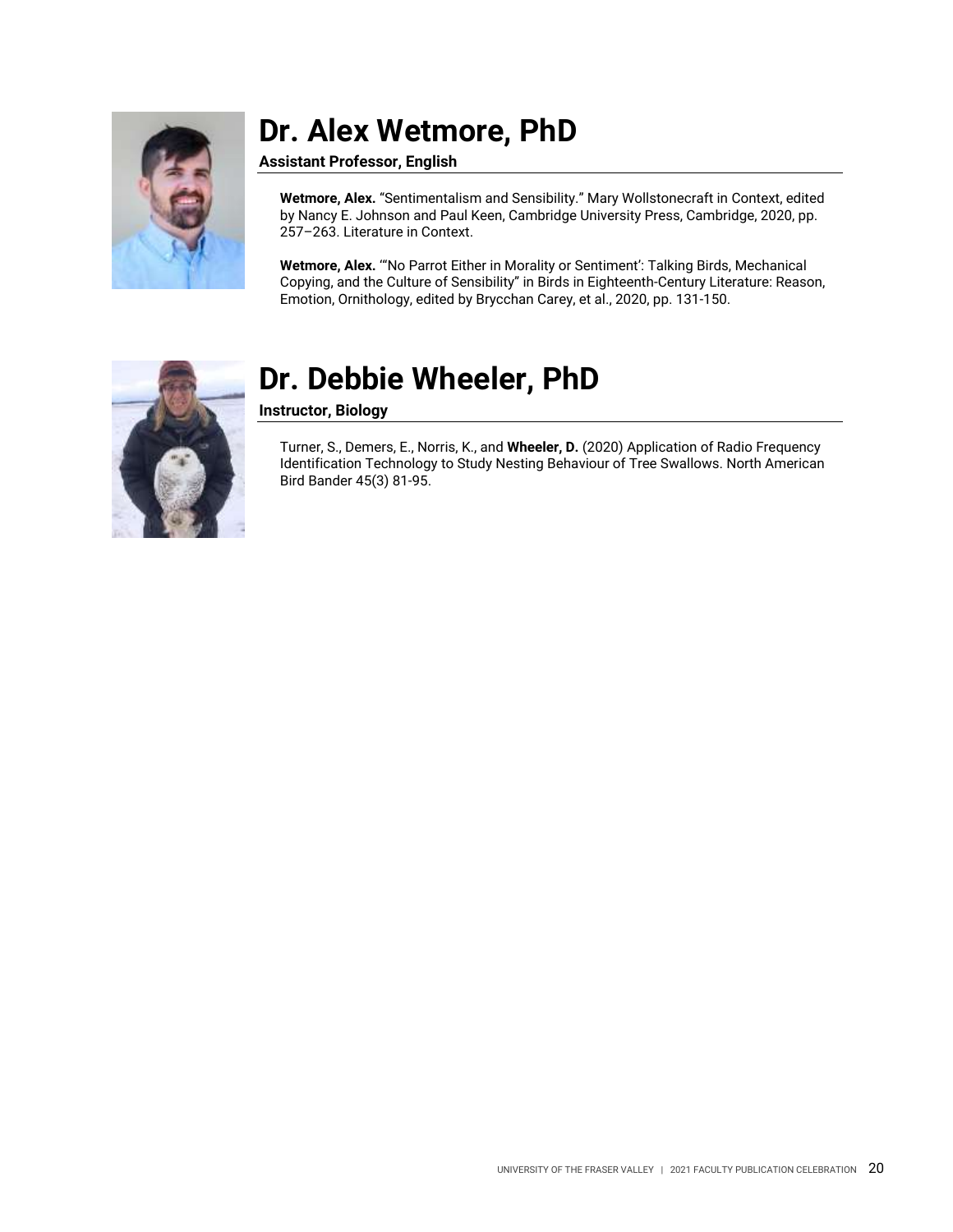# Dr. Alex Wetmore, PhD

**Assistant Professor, English**

**Wetmore, Alex.** "Sentimentalism and Sensibility." Mary Wollstonecraft in Context, edited by Nancy E. Johnson and Paul Keen, Cambridge University Press, Cambridge, 2020, pp. 257–263. Literature in Context.

**Wetmore, Alex.** '"No Parrot Either in Morality or Sentiment': Talking Birds, Mechanical Copying, and the Culture of Sensibility" in Birds in Eighteenth-Century Literature: Reason, Emotion, Ornithology, edited by Brycchan Carey, et al., 2020, pp. 131-150.

# Dr. Debbie Wheeler, PhD

**Instructor, Biology**

Turner, S., Demers, E., Norris, K., and **Wheeler, D.** (2020) Application of Radio Frequency Identification Technology to Study Nesting Behaviour of Tree Swallows. North American Bird Bander 45(3) 81-95.